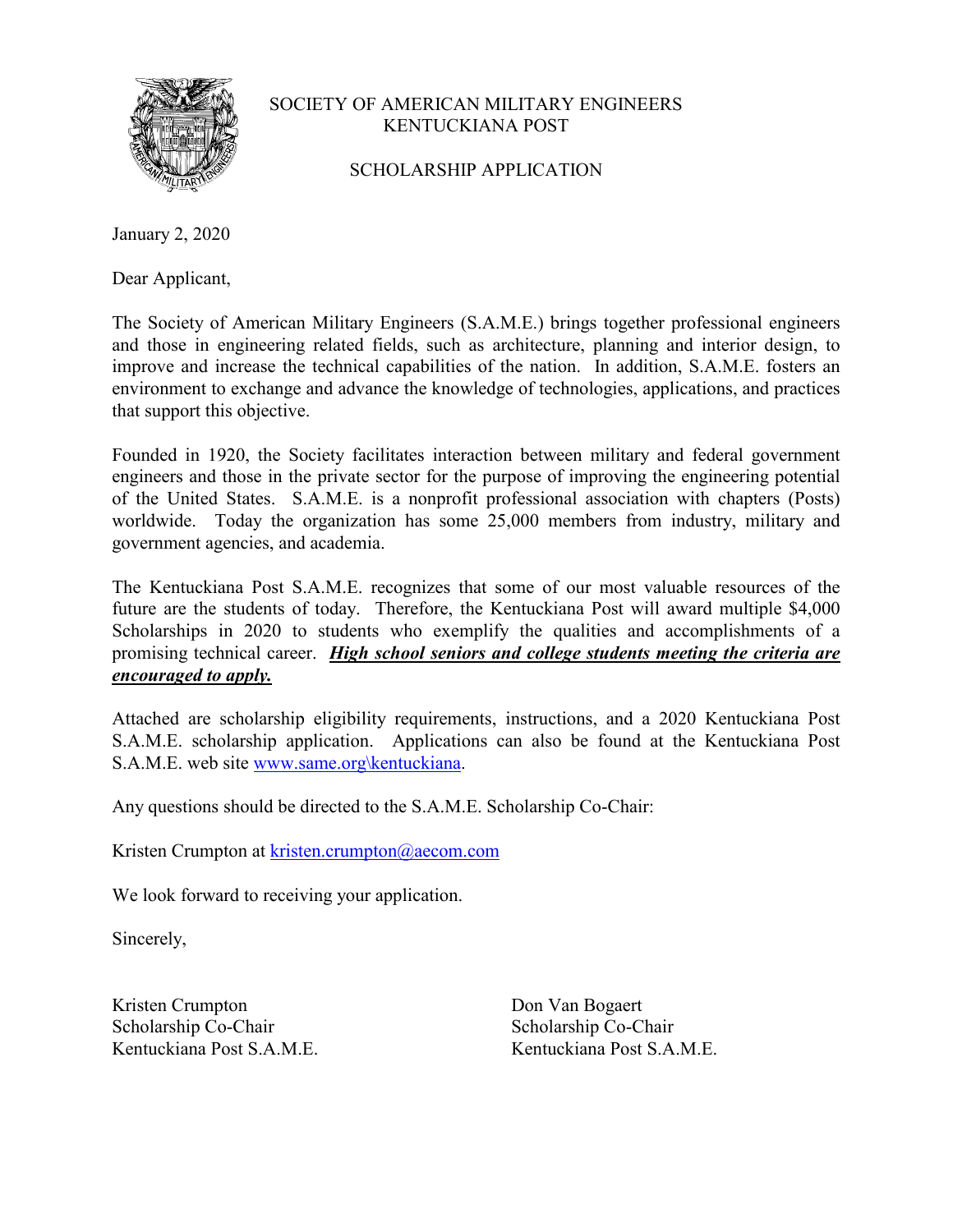# SOCIETY OF AMERICAN MILITARY ENGINEERS
## KENTUCKIANA POST

## SCHOLARSHIP APPLICATION

January 2, 2020

Dear Applicant,

The Society of American Military Engineers (S.A.M.E.) brings together professional engineers and those in engineering related fields, such as architecture, planning and interior design, to improve and increase the technical capabilities of the nation. In addition, S.A.M.E. fosters an environment to exchange and advance the knowledge of technologies, applications, and practices that support this objective.

Founded in 1920, the Society facilitates interaction between military and federal government engineers and those in the private sector for the purpose of improving the engineering potential of the United States. S.A.M.E. is a nonprofit professional association with chapters (Posts) worldwide. Today the organization has some 25,000 members from industry, military and government agencies, and academia.

The Kentuckiana Post S.A.M.E. recognizes that some of our most valuable resources of the future are the students of today. Therefore, the Kentuckiana Post will award multiple $4,000 Scholarships in 2020 to students who exemplify the qualities and accomplishments of a promising technical career. ***High school seniors and college students meeting the criteria are encouraged to apply.***

Attached are scholarship eligibility requirements, instructions, and a 2020 Kentuckiana Post S.A.M.E. scholarship application. Applications can also be found at the Kentuckiana Post S.A.M.E. web site www.same.org\kentuckiana.

Any questions should be directed to the S.A.M.E. Scholarship Co-Chair:

Kristen Crumpton at kristen.crumpton@aecom.com

We look forward to receiving your application.

Sincerely,

Kristen Crumpton
Scholarship Co-Chair
Kentuckiana Post S.A.M.E.

Don Van Bogaert
Scholarship Co-Chair
Kentuckiana Post S.A.M.E.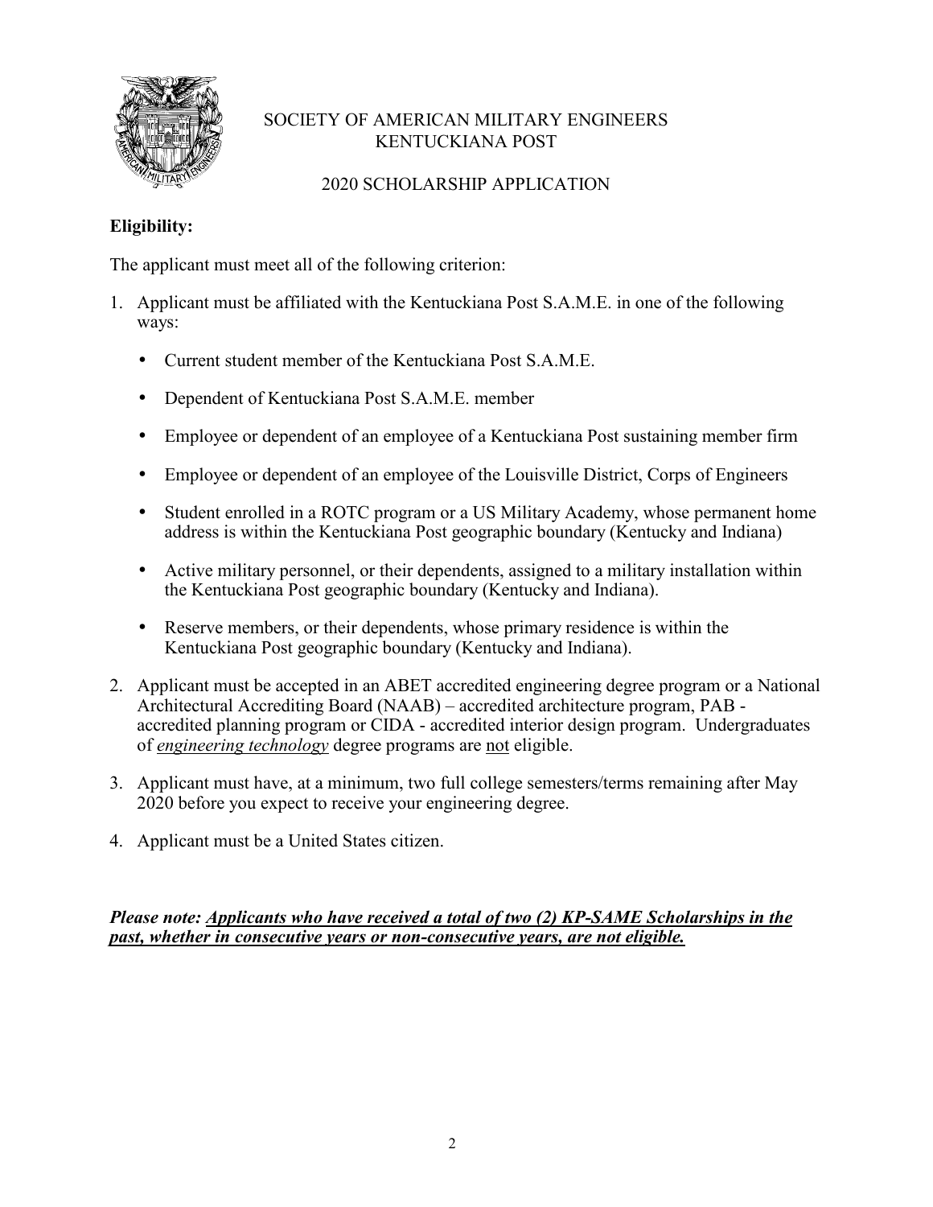SOCIETY OF AMERICAN MILITARY ENGINEERS
KENTUCKIANA POST

2020 SCHOLARSHIP APPLICATION

**Eligibility:**

The applicant must meet all of the following criterion:

1. Applicant must be affiliated with the Kentuckiana Post S.A.M.E. in one of the following ways:
   - Current student member of the Kentuckiana Post S.A.M.E.
   - Dependent of Kentuckiana Post S.A.M.E. member
   - Employee or dependent of an employee of a Kentuckiana Post sustaining member firm
   - Employee or dependent of an employee of the Louisville District, Corps of Engineers
   - Student enrolled in a ROTC program or a US Military Academy, whose permanent home address is within the Kentuckiana Post geographic boundary (Kentucky and Indiana)
   - Active military personnel, or their dependents, assigned to a military installation within the Kentuckiana Post geographic boundary (Kentucky and Indiana).
   - Reserve members, or their dependents, whose primary residence is within the Kentuckiana Post geographic boundary (Kentucky and Indiana).
2. Applicant must be accepted in an ABET accredited engineering degree program or a National Architectural Accrediting Board (NAAB) – accredited architecture program, PAB - accredited planning program or CIDA - accredited interior design program. Undergraduates of *engineering technology* degree programs are not eligible.
3. Applicant must have, at a minimum, two full college semesters/terms remaining after May 2020 before you expect to receive your engineering degree.
4. Applicant must be a United States citizen.

***Please note: Applicants who have received a total of two (2) KP-SAME Scholarships in the past, whether in consecutive years or non-consecutive years, are not eligible.***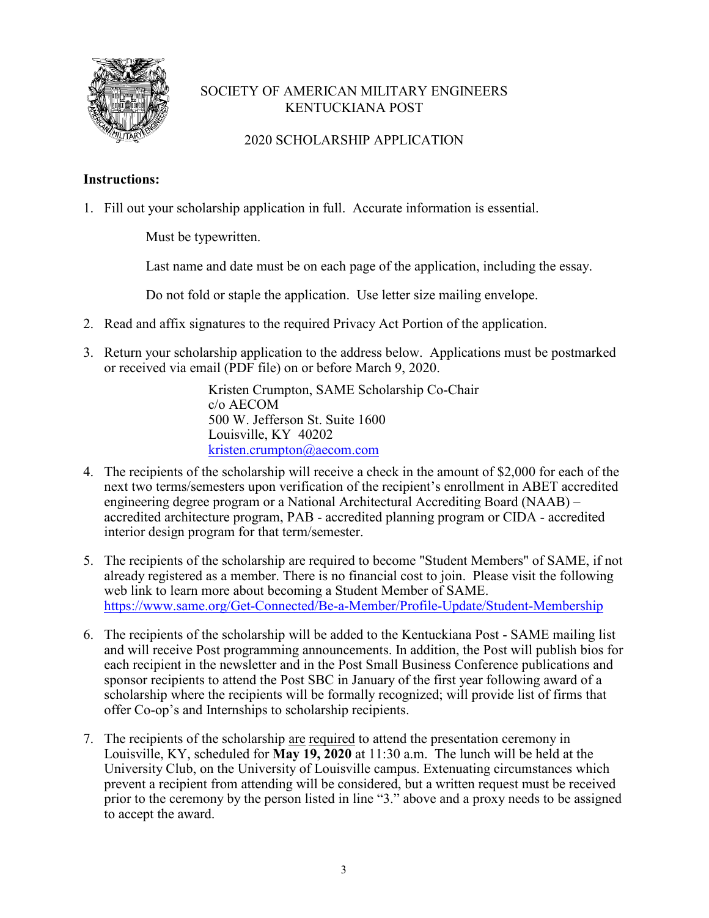SOCIETY OF AMERICAN MILITARY ENGINEERS
KENTUCKIANA POST

2020 SCHOLARSHIP APPLICATION

**Instructions:**

1. Fill out your scholarship application in full. Accurate information is essential.

   Must be typewritten.

   Last name and date must be on each page of the application, including the essay.

   Do not fold or staple the application. Use letter size mailing envelope.

2. Read and affix signatures to the required Privacy Act Portion of the application.

3. Return your scholarship application to the address below. Applications must be postmarked or received via email (PDF file) on or before March 9, 2020.

   Kristen Crumpton, SAME Scholarship Co-Chair
   c/o AECOM
   500 W. Jefferson St. Suite 1600
   Louisville, KY 40202
   kristen.crumpton@aecom.com

4. The recipients of the scholarship will receive a check in the amount of $2,000 for each of the next two terms/semesters upon verification of the recipient's enrollment in ABET accredited engineering degree program or a National Architectural Accrediting Board (NAAB) – accredited architecture program, PAB - accredited planning program or CIDA - accredited interior design program for that term/semester.

5. The recipients of the scholarship are required to become "Student Members" of SAME, if not already registered as a member. There is no financial cost to join. Please visit the following web link to learn more about becoming a Student Member of SAME. https://www.same.org/Get-Connected/Be-a-Member/Profile-Update/Student-Membership

6. The recipients of the scholarship will be added to the Kentuckiana Post - SAME mailing list and will receive Post programming announcements. In addition, the Post will publish bios for each recipient in the newsletter and in the Post Small Business Conference publications and sponsor recipients to attend the Post SBC in January of the first year following award of a scholarship where the recipients will be formally recognized; will provide list of firms that offer Co-op's and Internships to scholarship recipients.

7. The recipients of the scholarship are required to attend the presentation ceremony in Louisville, KY, scheduled for **May 19, 2020** at 11:30 a.m. The lunch will be held at the University Club, on the University of Louisville campus. Extenuating circumstances which prevent a recipient from attending will be considered, but a written request must be received prior to the ceremony by the person listed in line "3." above and a proxy needs to be assigned to accept the award.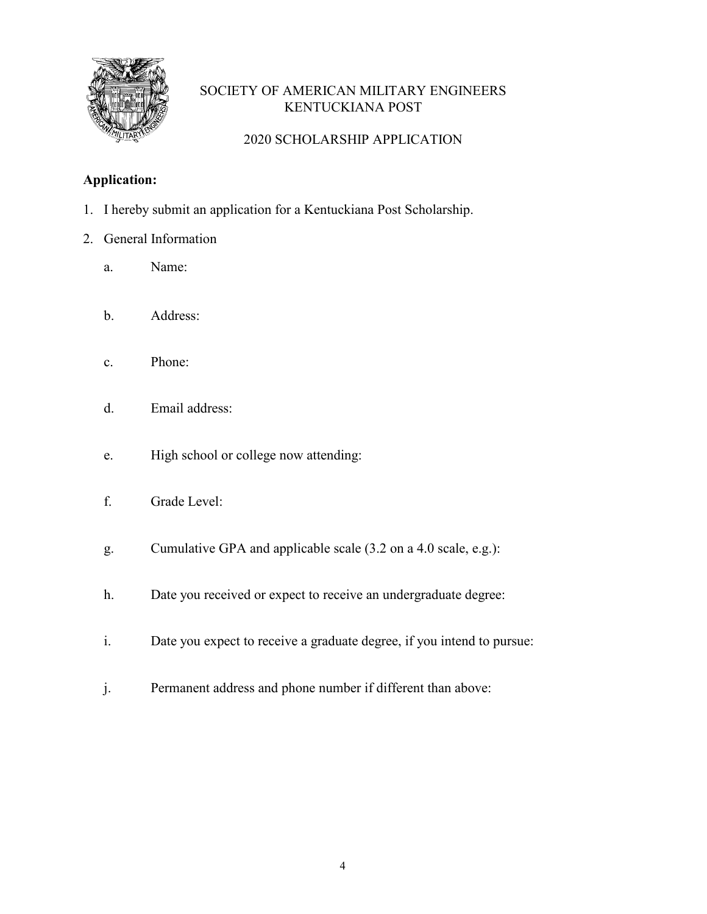# SOCIETY OF AMERICAN MILITARY ENGINEERS
## KENTUCKIANA POST

## 2020 SCHOLARSHIP APPLICATION

**Application:**

1. I hereby submit an application for a Kentuckiana Post Scholarship.
2. General Information
   - a. Name:
   - b. Address:
   - c. Phone:
   - d. Email address:
   - e. High school or college now attending:
   - f. Grade Level:
   - g. Cumulative GPA and applicable scale (3.2 on a 4.0 scale, e.g.):
   - h. Date you received or expect to receive an undergraduate degree:
   - i. Date you expect to receive a graduate degree, if you intend to pursue:
   - j. Permanent address and phone number if different than above: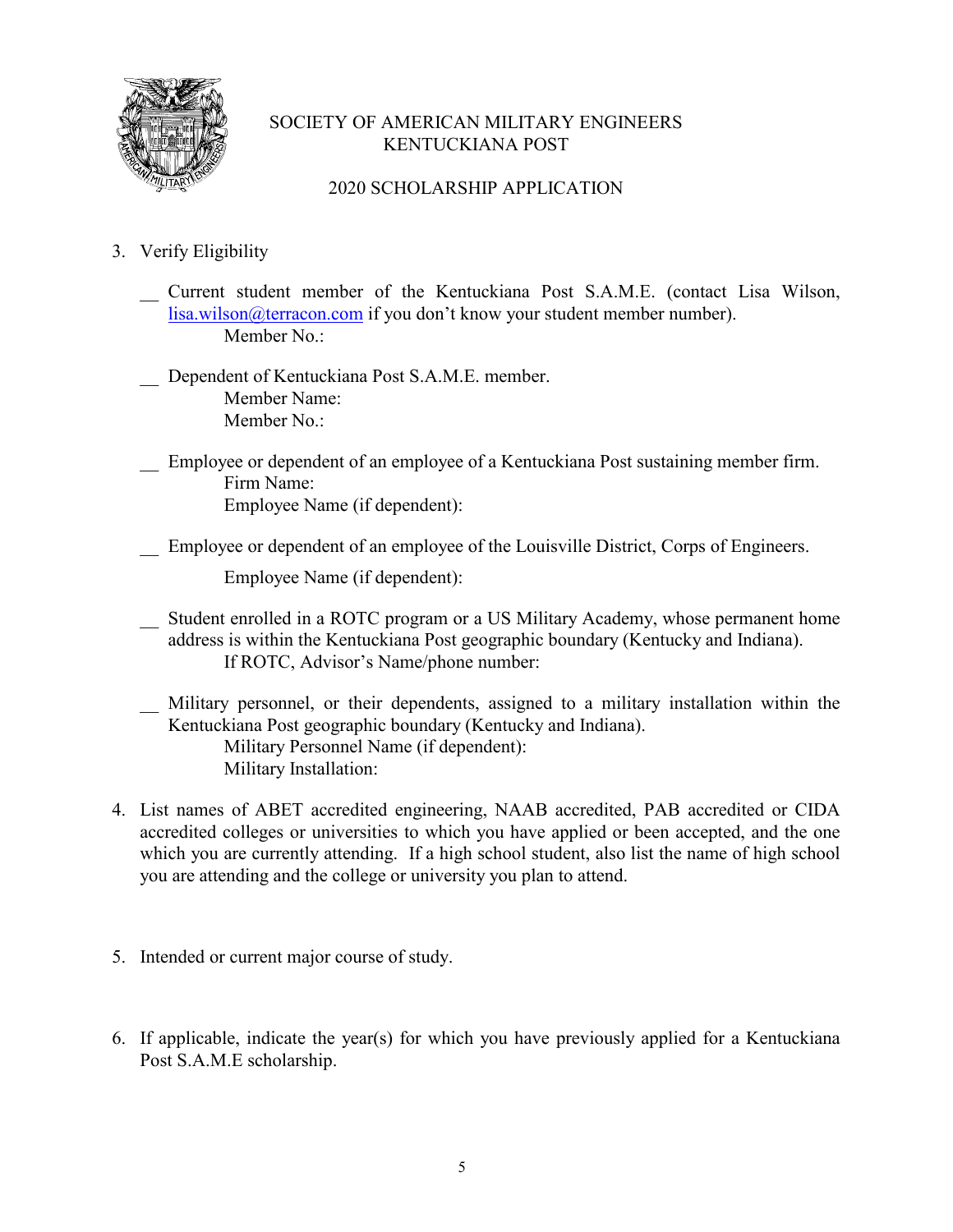SOCIETY OF AMERICAN MILITARY ENGINEERS
KENTUCKIANA POST

2020 SCHOLARSHIP APPLICATION

3. Verify Eligibility

   __ Current student member of the Kentuckiana Post S.A.M.E. (contact Lisa Wilson, lisa.wilson@terracon.com if you don't know your student member number).
   Member No.:

   __ Dependent of Kentuckiana Post S.A.M.E. member.
   Member Name:
   Member No.:

   __ Employee or dependent of an employee of a Kentuckiana Post sustaining member firm.
   Firm Name:
   Employee Name (if dependent):

   __ Employee or dependent of an employee of the Louisville District, Corps of Engineers.
   Employee Name (if dependent):

   __ Student enrolled in a ROTC program or a US Military Academy, whose permanent home address is within the Kentuckiana Post geographic boundary (Kentucky and Indiana).
   If ROTC, Advisor's Name/phone number:

   __ Military personnel, or their dependents, assigned to a military installation within the Kentuckiana Post geographic boundary (Kentucky and Indiana).
   Military Personnel Name (if dependent):
   Military Installation:

4. List names of ABET accredited engineering, NAAB accredited, PAB accredited or CIDA accredited colleges or universities to which you have applied or been accepted, and the one which you are currently attending. If a high school student, also list the name of high school you are attending and the college or university you plan to attend.

5. Intended or current major course of study.

6. If applicable, indicate the year(s) for which you have previously applied for a Kentuckiana Post S.A.M.E scholarship.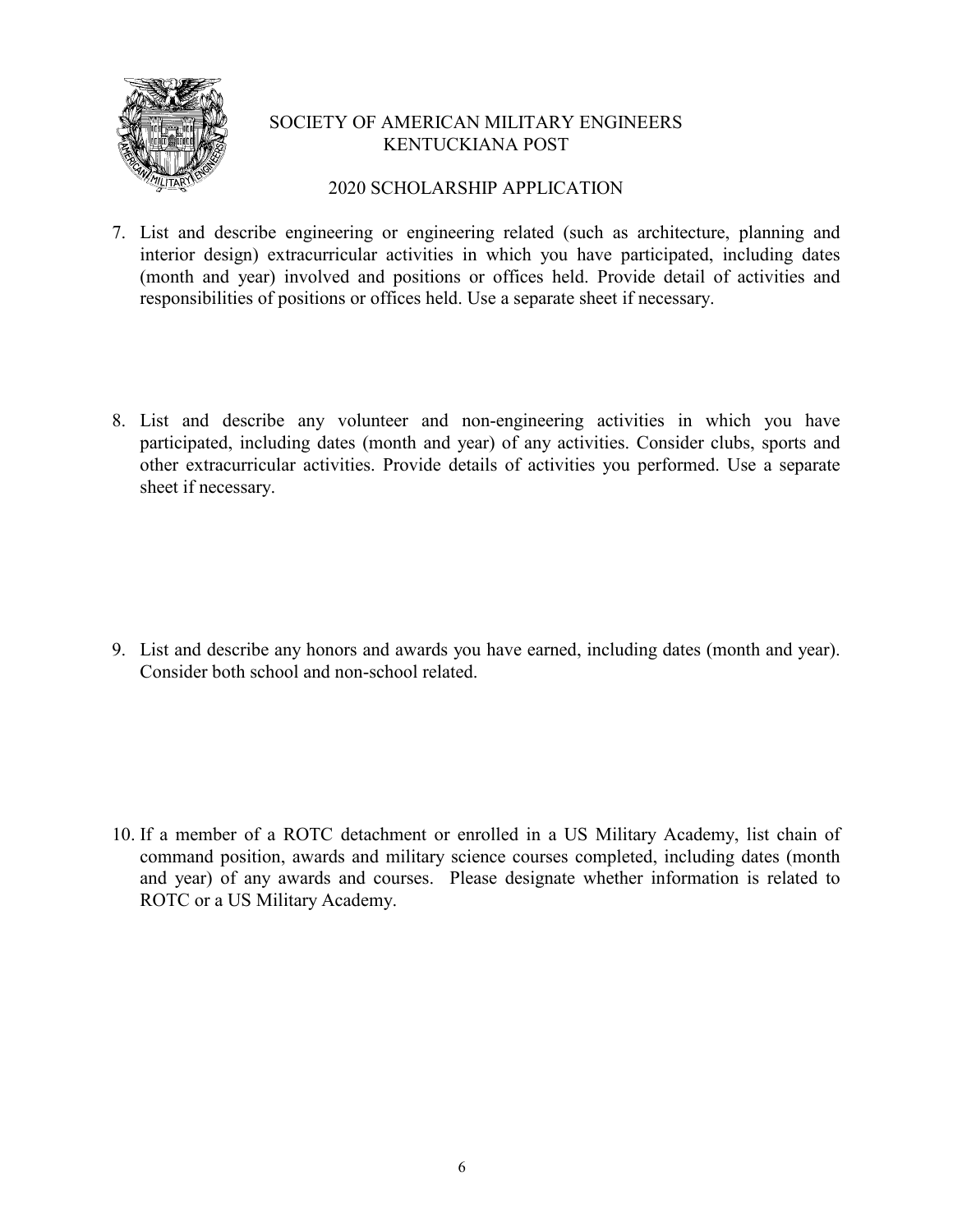SOCIETY OF AMERICAN MILITARY ENGINEERS
KENTUCKIANA POST

2020 SCHOLARSHIP APPLICATION

7. List and describe engineering or engineering related (such as architecture, planning and interior design) extracurricular activities in which you have participated, including dates (month and year) involved and positions or offices held. Provide detail of activities and responsibilities of positions or offices held. Use a separate sheet if necessary.

8. List and describe any volunteer and non-engineering activities in which you have participated, including dates (month and year) of any activities. Consider clubs, sports and other extracurricular activities. Provide details of activities you performed. Use a separate sheet if necessary.

9. List and describe any honors and awards you have earned, including dates (month and year). Consider both school and non-school related.

10. If a member of a ROTC detachment or enrolled in a US Military Academy, list chain of command position, awards and military science courses completed, including dates (month and year) of any awards and courses. Please designate whether information is related to ROTC or a US Military Academy.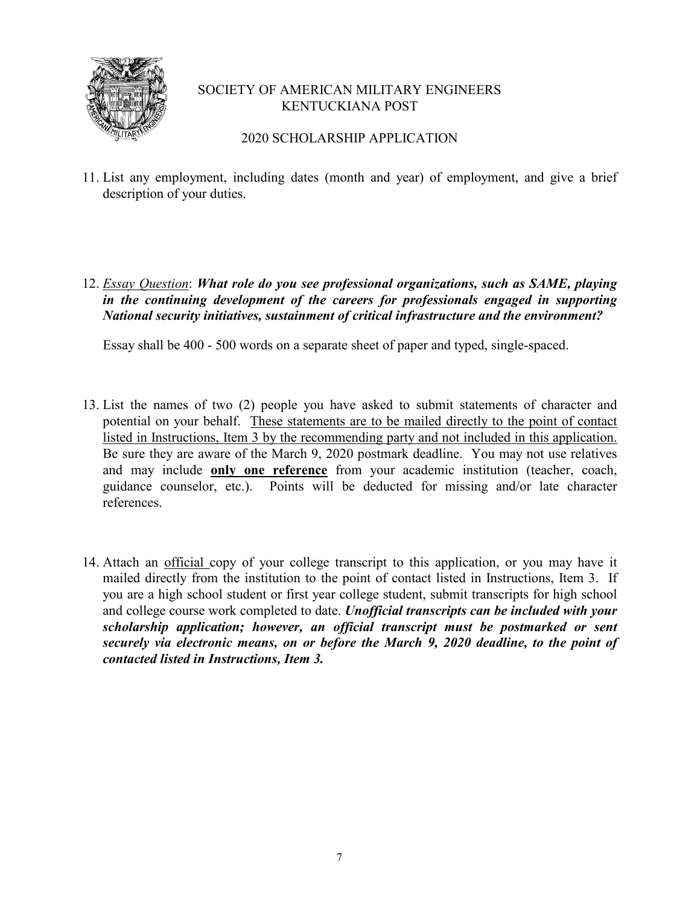SOCIETY OF AMERICAN MILITARY ENGINEERS
KENTUCKIANA POST

2020 SCHOLARSHIP APPLICATION

11. List any employment, including dates (month and year) of employment, and give a brief description of your duties.

12. <u>*Essay Question*</u>: ***What role do you see professional organizations, such as SAME, playing in the continuing development of the careers for professionals engaged in supporting National security initiatives, sustainment of critical infrastructure and the environment?***

    Essay shall be 400 - 500 words on a separate sheet of paper and typed, single-spaced.

13. List the names of two (2) people you have asked to submit statements of character and potential on your behalf. <u>These statements are to be mailed directly to the point of contact listed in Instructions, Item 3 by the recommending party and not included in this application.</u> Be sure they are aware of the March 9, 2020 postmark deadline. You may not use relatives and may include <u>**only one reference**</u> from your academic institution (teacher, coach, guidance counselor, etc.). Points will be deducted for missing and/or late character references.

14. Attach an <u>official</u> copy of your college transcript to this application, or you may have it mailed directly from the institution to the point of contact listed in Instructions, Item 3. If you are a high school student or first year college student, submit transcripts for high school and college course work completed to date. ***Unofficial transcripts can be included with your scholarship application; however, an official transcript must be postmarked or sent securely via electronic means, on or before the March 9, 2020 deadline, to the point of contacted listed in Instructions, Item 3.***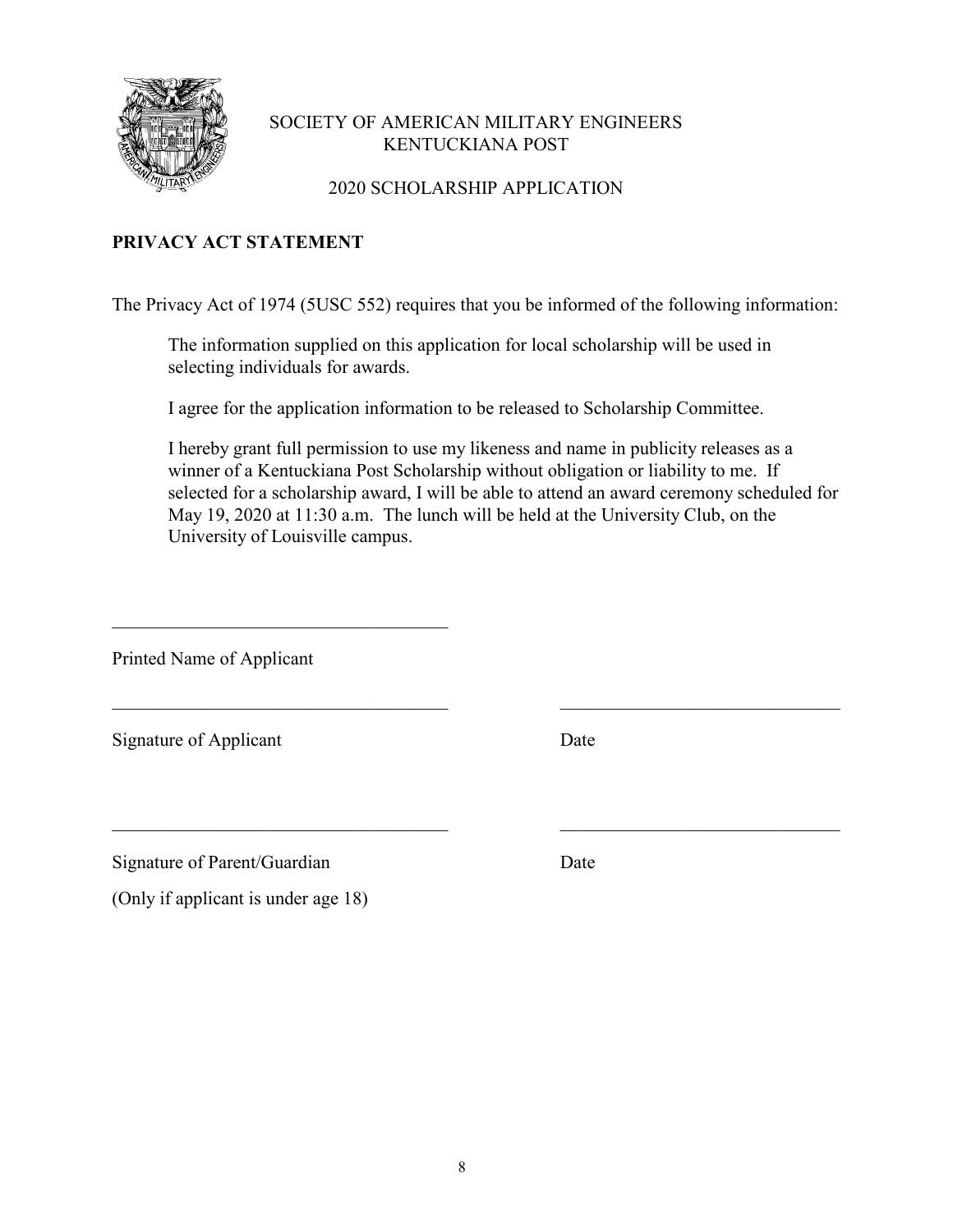SOCIETY OF AMERICAN MILITARY ENGINEERS
KENTUCKIANA POST

2020 SCHOLARSHIP APPLICATION

**PRIVACY ACT STATEMENT**

The Privacy Act of 1974 (5USC 552) requires that you be informed of the following information:

> The information supplied on this application for local scholarship will be used in selecting individuals for awards.
>
> I agree for the application information to be released to Scholarship Committee.
>
> I hereby grant full permission to use my likeness and name in publicity releases as a winner of a Kentuckiana Post Scholarship without obligation or liability to me. If selected for a scholarship award, I will be able to attend an award ceremony scheduled for May 19, 2020 at 11:30 a.m. The lunch will be held at the University Club, on the University of Louisville campus.

_____________________________________

Printed Name of Applicant

_____________________________________ _______________________________

Signature of Applicant Date

_____________________________________ _______________________________

Signature of Parent/Guardian Date

(Only if applicant is under age 18)